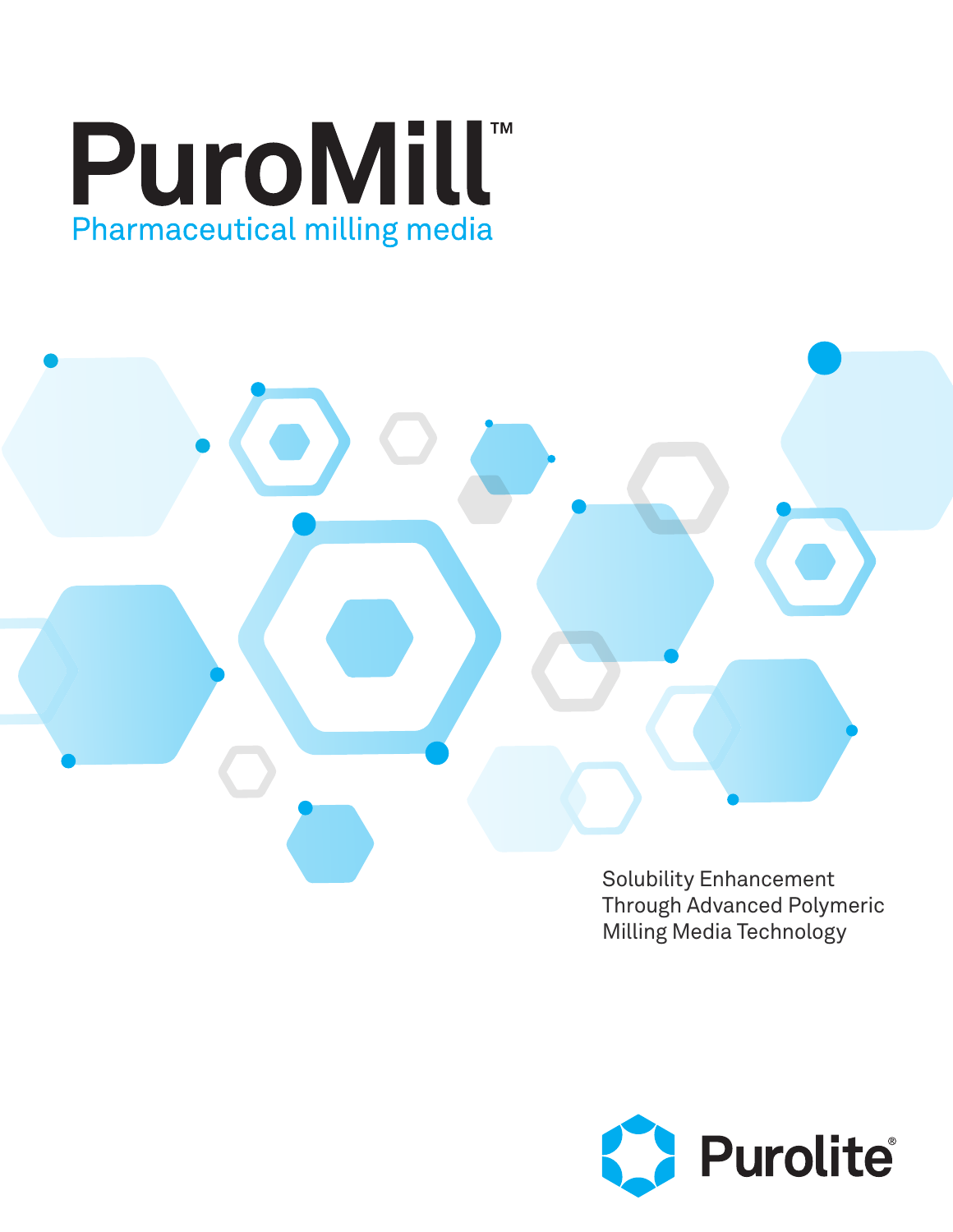# PuroMill™

## Pharmaceutical milling media

Solubility Enhancement
Through Advanced Polymeric
Milling Media Technology

Purolite®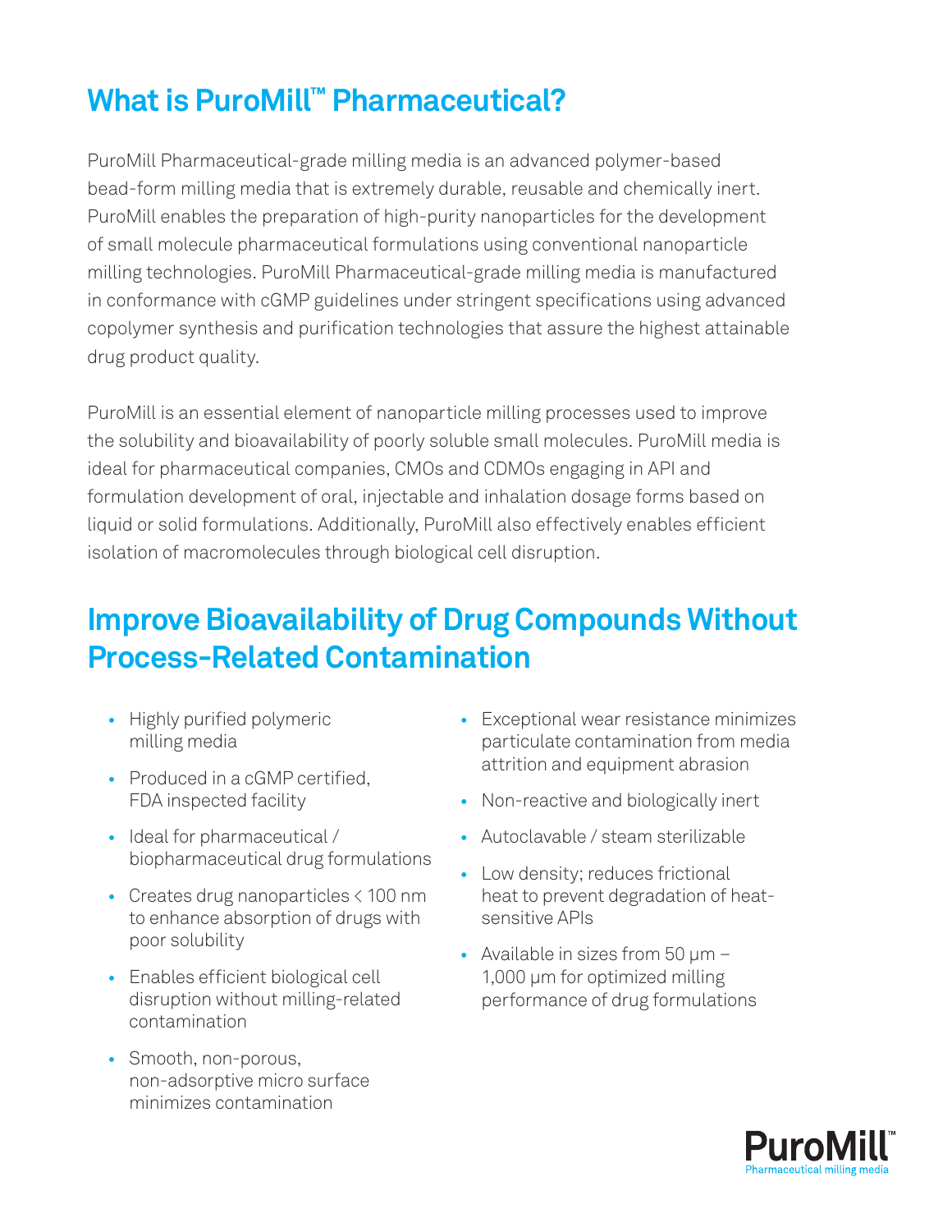## What is PuroMill™ Pharmaceutical?

PuroMill Pharmaceutical-grade milling media is an advanced polymer-based bead-form milling media that is extremely durable, reusable and chemically inert. PuroMill enables the preparation of high-purity nanoparticles for the development of small molecule pharmaceutical formulations using conventional nanoparticle milling technologies. PuroMill Pharmaceutical-grade milling media is manufactured in conformance with cGMP guidelines under stringent specifications using advanced copolymer synthesis and purification technologies that assure the highest attainable drug product quality.

PuroMill is an essential element of nanoparticle milling processes used to improve the solubility and bioavailability of poorly soluble small molecules. PuroMill media is ideal for pharmaceutical companies, CMOs and CDMOs engaging in API and formulation development of oral, injectable and inhalation dosage forms based on liquid or solid formulations. Additionally, PuroMill also effectively enables efficient isolation of macromolecules through biological cell disruption.

## Improve Bioavailability of Drug Compounds Without Process-Related Contamination

- Highly purified polymeric milling media
- Produced in a cGMP certified, FDA inspected facility
- Ideal for pharmaceutical / biopharmaceutical drug formulations
- Creates drug nanoparticles < 100 nm to enhance absorption of drugs with poor solubility
- Enables efficient biological cell disruption without milling-related contamination
- Smooth, non-porous, non-adsorptive micro surface minimizes contamination
- Exceptional wear resistance minimizes particulate contamination from media attrition and equipment abrasion
- Non-reactive and biologically inert
- Autoclavable / steam sterilizable
- Low density; reduces frictional heat to prevent degradation of heat-sensitive APIs
- Available in sizes from 50 µm – 1,000 µm for optimized milling performance of drug formulations

PuroMill™
Pharmaceutical milling media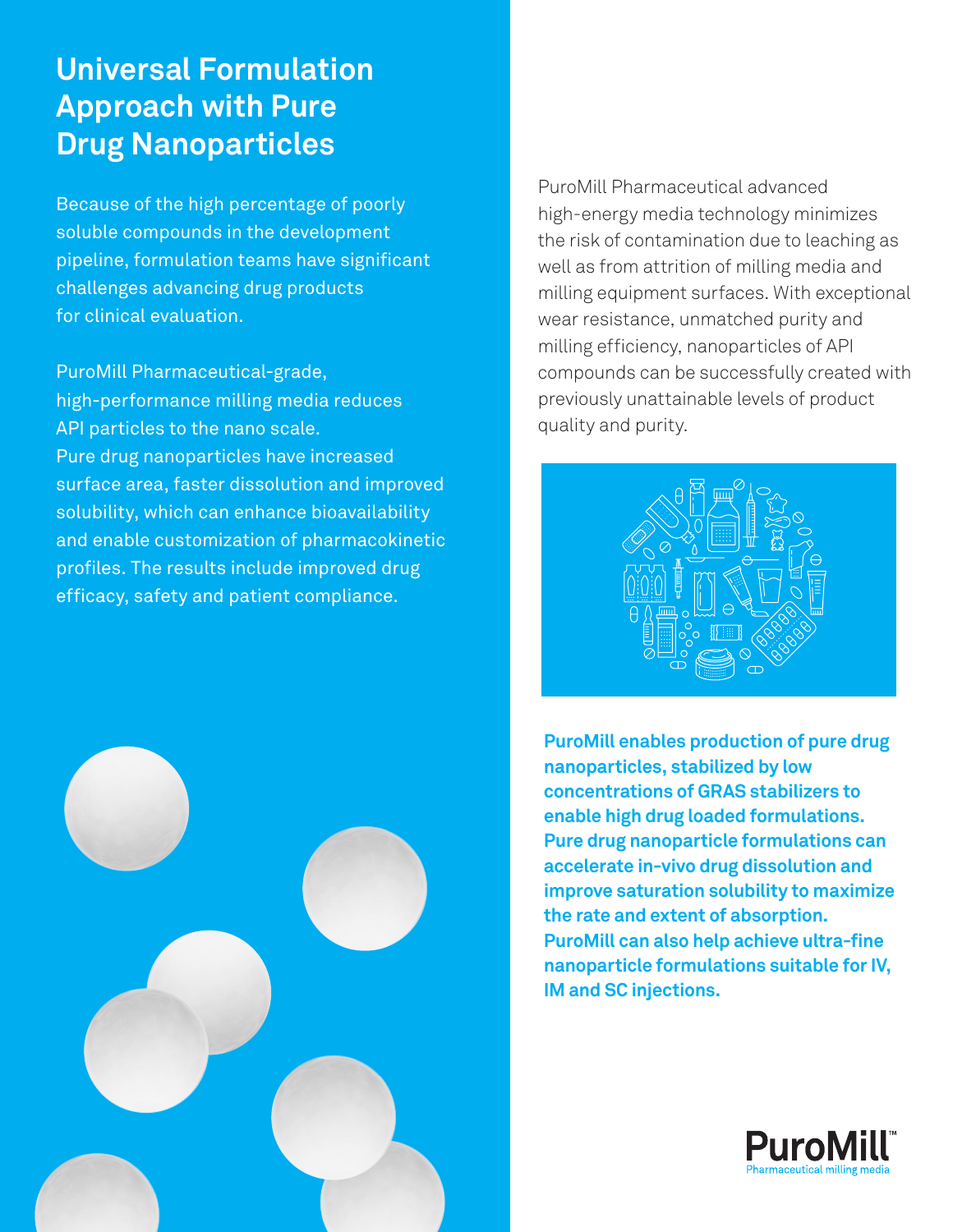# Universal Formulation Approach with Pure Drug Nanoparticles

Because of the high percentage of poorly soluble compounds in the development pipeline, formulation teams have significant challenges advancing drug products for clinical evaluation.

PuroMill Pharmaceutical-grade, high-performance milling media reduces API particles to the nano scale. Pure drug nanoparticles have increased surface area, faster dissolution and improved solubility, which can enhance bioavailability and enable customization of pharmacokinetic profiles. The results include improved drug efficacy, safety and patient compliance.

PuroMill Pharmaceutical advanced high-energy media technology minimizes the risk of contamination due to leaching as well as from attrition of milling media and milling equipment surfaces. With exceptional wear resistance, unmatched purity and milling efficiency, nanoparticles of API compounds can be successfully created with previously unattainable levels of product quality and purity.

**PuroMill enables production of pure drug nanoparticles, stabilized by low concentrations of GRAS stabilizers to enable high drug loaded formulations. Pure drug nanoparticle formulations can accelerate in-vivo drug dissolution and improve saturation solubility to maximize the rate and extent of absorption. PuroMill can also help achieve ultra-fine nanoparticle formulations suitable for IV, IM and SC injections.**

PuroMill™
Pharmaceutical milling media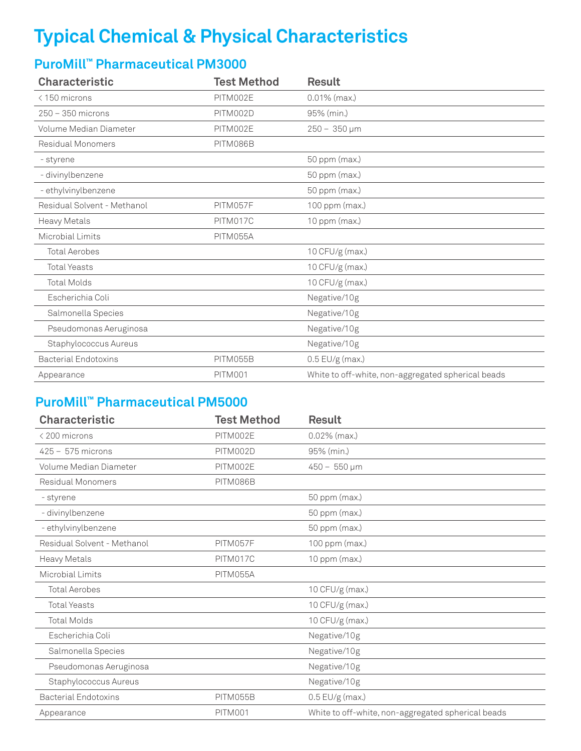# Typical Chemical & Physical Characteristics

## PuroMill™ Pharmaceutical PM3000

| Characteristic | Test Method | Result |
| --- | --- | --- |
| < 150 microns | PITM002E | 0.01% (max.) |
| 250 – 350 microns | PITM002D | 95% (min.) |
| Volume Median Diameter | PITM002E | 250 – 350 μm |
| Residual Monomers | PITM086B | |
| - styrene | | 50 ppm (max.) |
| - divinylbenzene | | 50 ppm (max.) |
| - ethylvinylbenzene | | 50 ppm (max.) |
| Residual Solvent - Methanol | PITM057F | 100 ppm (max.) |
| Heavy Metals | PITM017C | 10 ppm (max.) |
| Microbial Limits | PITM055A | |
| Total Aerobes | | 10 CFU/g (max.) |
| Total Yeasts | | 10 CFU/g (max.) |
| Total Molds | | 10 CFU/g (max.) |
| Escherichia Coli | | Negative/10g |
| Salmonella Species | | Negative/10g |
| Pseudomonas Aeruginosa | | Negative/10g |
| Staphylococcus Aureus | | Negative/10g |
| Bacterial Endotoxins | PITM055B | 0.5 EU/g (max.) |
| Appearance | PITM001 | White to off-white, non-aggregated spherical beads |

## PuroMill™ Pharmaceutical PM5000

| Characteristic | Test Method | Result |
| --- | --- | --- |
| < 200 microns | PITM002E | 0.02% (max.) |
| 425 – 575 microns | PITM002D | 95% (min.) |
| Volume Median Diameter | PITM002E | 450 – 550 μm |
| Residual Monomers | PITM086B | |
| - styrene | | 50 ppm (max.) |
| - divinylbenzene | | 50 ppm (max.) |
| - ethylvinylbenzene | | 50 ppm (max.) |
| Residual Solvent - Methanol | PITM057F | 100 ppm (max.) |
| Heavy Metals | PITM017C | 10 ppm (max.) |
| Microbial Limits | PITM055A | |
| Total Aerobes | | 10 CFU/g (max.) |
| Total Yeasts | | 10 CFU/g (max.) |
| Total Molds | | 10 CFU/g (max.) |
| Escherichia Coli | | Negative/10g |
| Salmonella Species | | Negative/10g |
| Pseudomonas Aeruginosa | | Negative/10g |
| Staphylococcus Aureus | | Negative/10g |
| Bacterial Endotoxins | PITM055B | 0.5 EU/g (max.) |
| Appearance | PITM001 | White to off-white, non-aggregated spherical beads |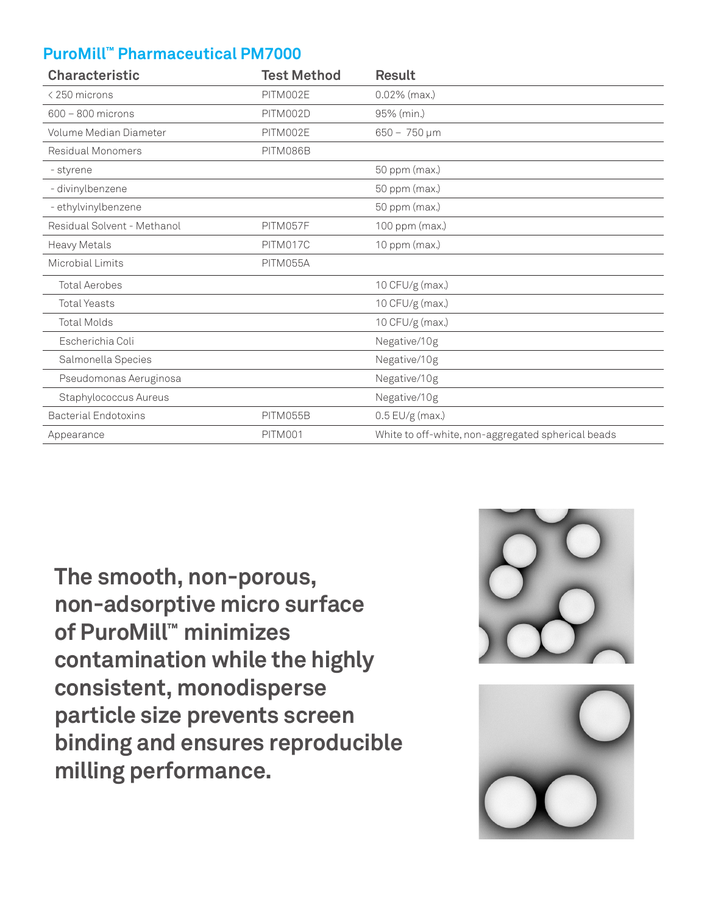## PuroMill™ Pharmaceutical PM7000

| Characteristic | Test Method | Result |
|---|---|---|
| < 250 microns | PITM002E | 0.02% (max.) |
| 600 – 800 microns | PITM002D | 95% (min.) |
| Volume Median Diameter | PITM002E | 650 – 750 µm |
| Residual Monomers | PITM086B | |
| - styrene | | 50 ppm (max.) |
| - divinylbenzene | | 50 ppm (max.) |
| - ethylvinylbenzene | | 50 ppm (max.) |
| Residual Solvent - Methanol | PITM057F | 100 ppm (max.) |
| Heavy Metals | PITM017C | 10 ppm (max.) |
| Microbial Limits | PITM055A | |
| Total Aerobes | | 10 CFU/g (max.) |
| Total Yeasts | | 10 CFU/g (max.) |
| Total Molds | | 10 CFU/g (max.) |
| Escherichia Coli | | Negative/10g |
| Salmonella Species | | Negative/10g |
| Pseudomonas Aeruginosa | | Negative/10g |
| Staphylococcus Aureus | | Negative/10g |
| Bacterial Endotoxins | PITM055B | 0.5 EU/g (max.) |
| Appearance | PITM001 | White to off-white, non-aggregated spherical beads |

**The smooth, non-porous, non-adsorptive micro surface of PuroMill™ minimizes contamination while the highly consistent, monodisperse particle size prevents screen binding and ensures reproducible milling performance.**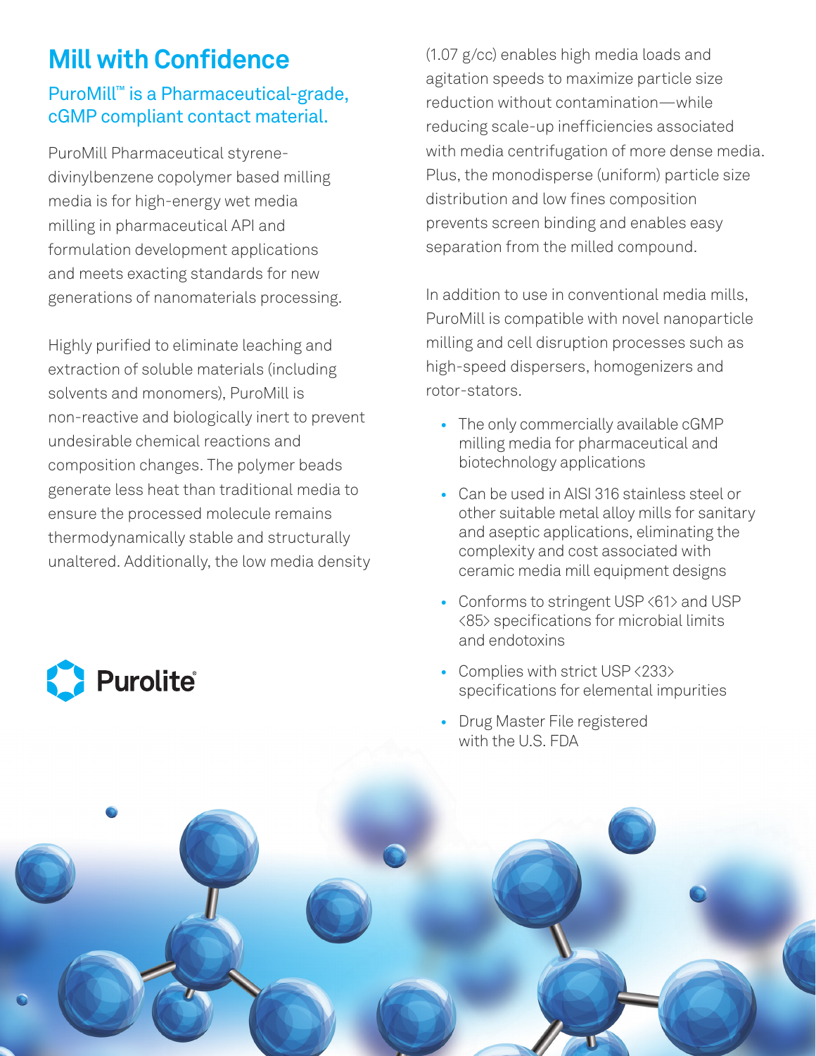# Mill with Confidence

## PuroMill™ is a Pharmaceutical-grade, cGMP compliant contact material.

PuroMill Pharmaceutical styrene-divinylbenzene copolymer based milling media is for high-energy wet media milling in pharmaceutical API and formulation development applications and meets exacting standards for new generations of nanomaterials processing.

Highly purified to eliminate leaching and extraction of soluble materials (including solvents and monomers), PuroMill is non-reactive and biologically inert to prevent undesirable chemical reactions and composition changes. The polymer beads generate less heat than traditional media to ensure the processed molecule remains thermodynamically stable and structurally unaltered. Additionally, the low media density (1.07 g/cc) enables high media loads and agitation speeds to maximize particle size reduction without contamination—while reducing scale-up inefficiencies associated with media centrifugation of more dense media. Plus, the monodisperse (uniform) particle size distribution and low fines composition prevents screen binding and enables easy separation from the milled compound.

In addition to use in conventional media mills, PuroMill is compatible with novel nanoparticle milling and cell disruption processes such as high-speed dispersers, homogenizers and rotor-stators.

- The only commercially available cGMP milling media for pharmaceutical and biotechnology applications
- Can be used in AISI 316 stainless steel or other suitable metal alloy mills for sanitary and aseptic applications, eliminating the complexity and cost associated with ceramic media mill equipment designs
- Conforms to stringent USP <61> and USP <85> specifications for microbial limits and endotoxins
- Complies with strict USP <233> specifications for elemental impurities
- Drug Master File registered with the U.S. FDA

Purolite®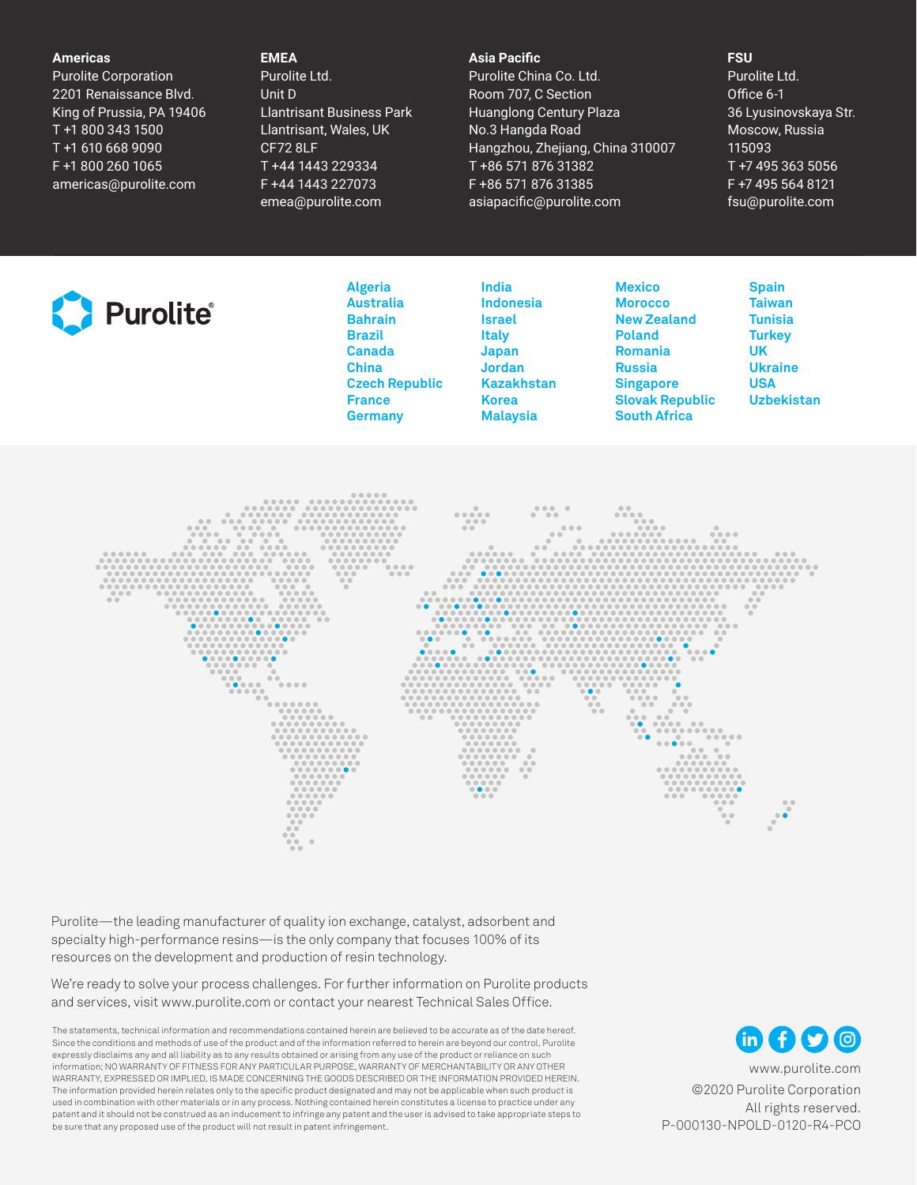**Americas**
Purolite Corporation
2201 Renaissance Blvd.
King of Prussia, PA 19406
T +1 800 343 1500
T +1 610 668 9090
F +1 800 260 1065
americas@purolite.com

**EMEA**
Purolite Ltd.
Unit D
Llantrisant Business Park
Llantrisant, Wales, UK
CF72 8LF
T +44 1443 229334
F +44 1443 227073
emea@purolite.com

**Asia Pacific**
Purolite China Co. Ltd.
Room 707, C Section
Huanglong Century Plaza
No.3 Hangda Road
Hangzhou, Zhejiang, China 310007
T +86 571 876 31382
F +86 571 876 31385
asiapacific@purolite.com

**FSU**
Purolite Ltd.
Office 6-1
36 Lyusinovskaya Str.
Moscow, Russia
115093
T +7 495 363 5056
F +7 495 564 8121
fsu@purolite.com

Purolite®

Algeria
Australia
Bahrain
Brazil
Canada
China
Czech Republic
France
Germany
India
Indonesia
Israel
Italy
Japan
Jordan
Kazakhstan
Korea
Malaysia
Mexico
Morocco
New Zealand
Poland
Romania
Russia
Singapore
Slovak Republic
South Africa
Spain
Taiwan
Tunisia
Turkey
UK
Ukraine
USA
Uzbekistan

Purolite—the leading manufacturer of quality ion exchange, catalyst, adsorbent and specialty high-performance resins—is the only company that focuses 100% of its resources on the development and production of resin technology.

We're ready to solve your process challenges. For further information on Purolite products and services, visit www.purolite.com or contact your nearest Technical Sales Office.

The statements, technical information and recommendations contained herein are believed to be accurate as of the date hereof. Since the conditions and methods of use of the product and of the information referred to herein are beyond our control, Purolite expressly disclaims any and all liability as to any results obtained or arising from any use of the product or reliance on such information; NO WARRANTY OF FITNESS FOR ANY PARTICULAR PURPOSE, WARRANTY OF MERCHANTABILITY OR ANY OTHER WARRANTY, EXPRESSED OR IMPLIED, IS MADE CONCERNING THE GOODS DESCRIBED OR THE INFORMATION PROVIDED HEREIN. The information provided herein relates only to the specific product designated and may not be applicable when such product is used in combination with other materials or in any process. Nothing contained herein constitutes a license to practice under any patent and it should not be construed as an inducement to infringe any patent and the user is advised to take appropriate steps to be sure that any proposed use of the product will not result in patent infringement.

www.purolite.com
©2020 Purolite Corporation
All rights reserved.
P-000130-NPOLD-0120-R4-PCO